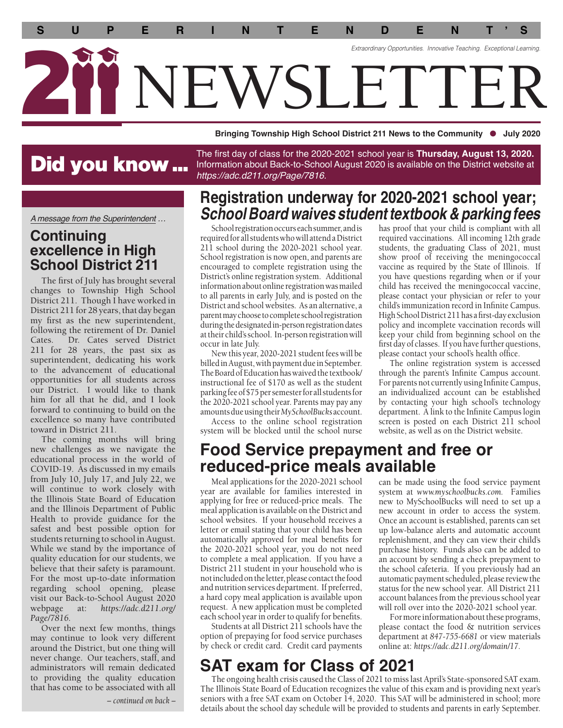# SUPERINTENDENT'S 211 NEWSLETTER

*Extraordinary Opportunities. Innovative Teaching. Exceptional Learning.*

**Bringing Township High School District 211 News to the Community ● July 2020**

## Did you know ...

The first day of class for the 2020-2021 school year is **Thursday, August 13, 2020.** Information about Back-to-School August 2020 is available on the District website at *https://adc.d211.org/Page/7816*.

*A message from the Superintendent …*

## Continuing excellence in High School District 211

The first of July has brought several changes to Township High School District 211. Though I have worked in District 211 for 28 years, that day began my first as the new superintendent, following the retirement of Dr. Daniel Cates. Dr. Cates served District 211 for 28 years, the past six as superintendent, dedicating his work to the advancement of educational opportunities for all students across our District. I would like to thank him for all that he did, and I look forward to continuing to build on the excellence so many have contributed toward in District 211.

The coming months will bring new challenges as we navigate the educational process in the world of COVID-19. As discussed in my emails from July 10, July 17, and July 22, we will continue to work closely with the Illinois State Board of Education and the Illinois Department of Public Health to provide guidance for the safest and best possible option for students returning to school in August. While we stand by the importance of quality education for our students, we believe that their safety is paramount. For the most up-to-date information regarding school opening, please visit our Back-to-School August 2020 webpage at: *https://adc.d211.org/Page/7816*.

Over the next few months, things may continue to look very different around the District, but one thing will never change. Our teachers, staff, and administrators will remain dedicated to providing the quality education that has come to be associated with all

*– continued on back –*

## Registration underway for 2020-2021 school year; *School Board waives student textbook & parking fees*

School registration occurs each summer, and is required for all students who will attend a District 211 school during the 2020-2021 school year. School registration is now open, and parents are encouraged to complete registration using the District's online registration system. Additional information about online registration was mailed to all parents in early July, and is posted on the District and school websites. As an alternative, a parent may choose to complete school registration during the designated in-person registration dates at their child's school. In-person registration will occur in late July.

New this year, 2020-2021 student fees will be billed in August, with payment due in September. The Board of Education has waived the textbook/instructional fee of $170 as well as the student parking fee of $75 per semester for all students for the 2020-2021 school year. Parents may pay any amounts due using their *MySchoolBucks* account.

Access to the online school registration system will be blocked until the school nurse has proof that your child is compliant with all required vaccinations. All incoming 12th grade students, the graduating Class of 2021, must show proof of receiving the meningococcal vaccine as required by the State of Illinois. If you have questions regarding when or if your child has received the meningococcal vaccine, please contact your physician or refer to your child's immunization record in Infinite Campus. High School District 211 has a first-day exclusion policy and incomplete vaccination records will keep your child from beginning school on the first day of classes. If you have further questions, please contact your school's health office.

The online registration system is accessed through the parent's Infinite Campus account. For parents not currently using Infinite Campus, an individualized account can be established by contacting your high school's technology department. A link to the Infinite Campus login screen is posted on each District 211 school website, as well as on the District website.

## Food Service prepayment and free or reduced-price meals available

Meal applications for the 2020-2021 school year are available for families interested in applying for free or reduced-price meals. The meal application is available on the District and school websites. If your household receives a letter or email stating that your child has been automatically approved for meal benefits for the 2020-2021 school year, you do not need to complete a meal application. If you have a District 211 student in your household who is not included on the letter, please contact the food and nutrition services department. If preferred, a hard copy meal application is available upon request. A new application must be completed each school year in order to qualify for benefits.

Students at all District 211 schools have the option of prepaying for food service purchases by check or credit card. Credit card payments can be made using the food service payment system at *www.myschoolbucks.com*. Families new to MySchoolBucks will need to set up a new account in order to access the system. Once an account is established, parents can set up low-balance alerts and automatic account replenishment, and they can view their child's purchase history. Funds also can be added to an account by sending a check prepayment to the school cafeteria. If you previously had an automatic payment scheduled, please review the status for the new school year. All District 211 account balances from the previous school year will roll over into the 2020-2021 school year.

For more information about these programs, please contact the food & nutrition services department at *847-755-6681* or view materials online at: *https://adc.d211.org/domain/17*.

## SAT exam for Class of 2021

The ongoing health crisis caused the Class of 2021 to miss last April's State-sponsored SAT exam. The Illinois State Board of Education recognizes the value of this exam and is providing next year's seniors with a free SAT exam on October 14, 2020. This SAT will be administered in school; more details about the school day schedule will be provided to students and parents in early September.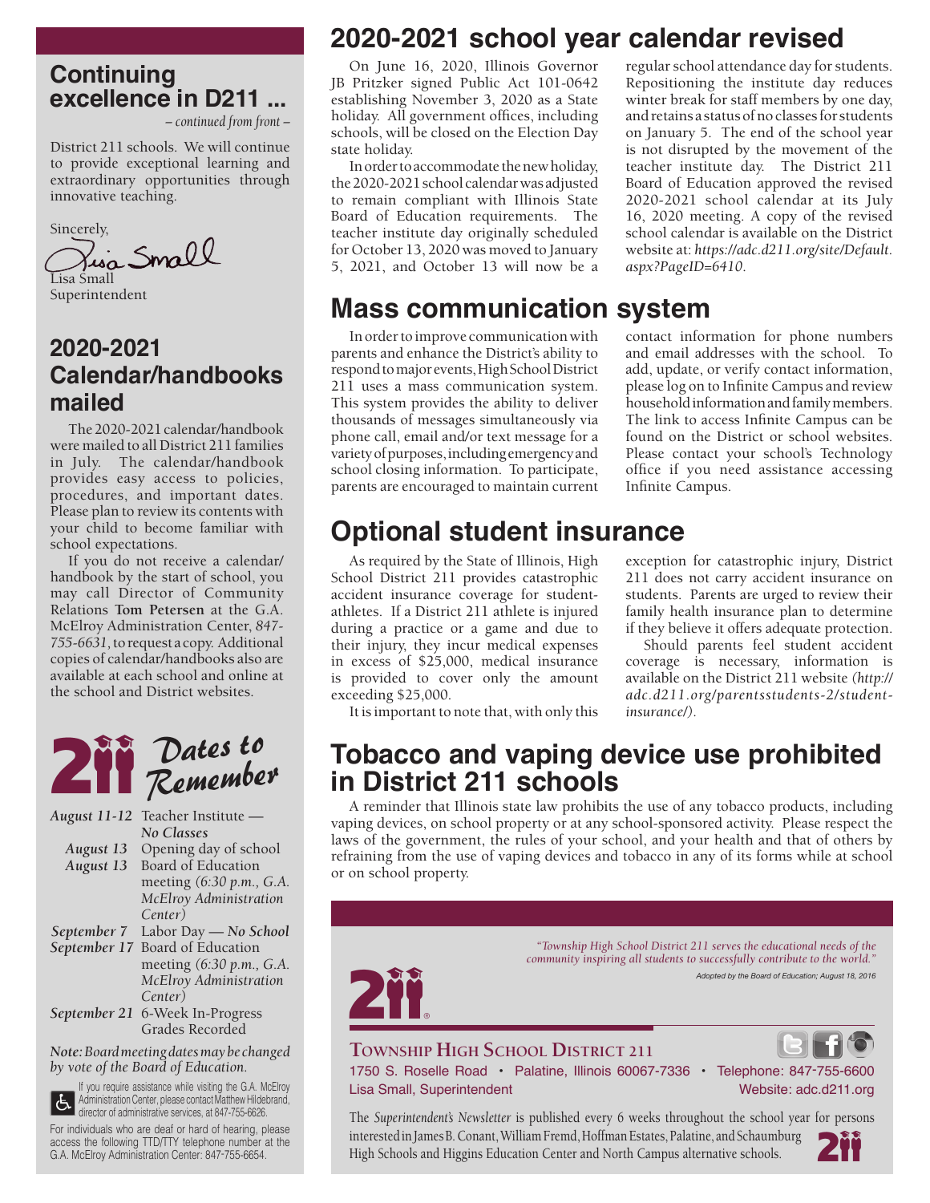## Continuing excellence in D211 ...

*– continued from front –*

District 211 schools. We will continue to provide exceptional learning and extraordinary opportunities through innovative teaching.

Sincerely,

Lisa Small
Superintendent

## 2020-2021 Calendar/handbooks mailed

The 2020-2021 calendar/handbook were mailed to all District 211 families in July. The calendar/handbook provides easy access to policies, procedures, and important dates. Please plan to review its contents with your child to become familiar with school expectations.

If you do not receive a calendar/handbook by the start of school, you may call Director of Community Relations **Tom Petersen** at the G.A. McElroy Administration Center, *847-755-6631*, to request a copy. Additional copies of calendar/handbooks also are available at each school and online at the school and District websites.

## 211 Dates to Remember

| | |
|---|---|
| *August 11-12* | Teacher Institute — ***No Classes*** |
| *August 13* | Opening day of school |
| *August 13* | Board of Education meeting *(6:30 p.m., G.A. McElroy Administration Center)* |
| *September 7* | Labor Day — ***No School*** |
| *September 17* | Board of Education meeting *(6:30 p.m., G.A. McElroy Administration Center)* |
| *September 21* | 6-Week In-Progress Grades Recorded |

***Note:*** *Board meeting dates may be changed by vote of the Board of Education.*

If you require assistance while visiting the G.A. McElroy Administration Center, please contact Matthew Hildebrand, director of administrative services, at 847-755-6626.

For individuals who are deaf or hard of hearing, please access the following TTD/TTY telephone number at the G.A. McElroy Administration Center: 847-755-6654.

## 2020-2021 school year calendar revised

On June 16, 2020, Illinois Governor JB Pritzker signed Public Act 101-0642 establishing November 3, 2020 as a State holiday. All government offices, including schools, will be closed on the Election Day state holiday.

In order to accommodate the new holiday, the 2020-2021 school calendar was adjusted to remain compliant with Illinois State Board of Education requirements. The teacher institute day originally scheduled for October 13, 2020 was moved to January 5, 2021, and October 13 will now be a regular school attendance day for students. Repositioning the institute day reduces winter break for staff members by one day, and retains a status of no classes for students on January 5. The end of the school year is not disrupted by the movement of the teacher institute day. The District 211 Board of Education approved the revised 2020-2021 school calendar at its July 16, 2020 meeting. A copy of the revised school calendar is available on the District website at: *https://adc.d211.org/site/Default.aspx?PageID=6410*.

## Mass communication system

In order to improve communication with parents and enhance the District's ability to respond to major events, High School District 211 uses a mass communication system. This system provides the ability to deliver thousands of messages simultaneously via phone call, email and/or text message for a variety of purposes, including emergency and school closing information. To participate, parents are encouraged to maintain current contact information for phone numbers and email addresses with the school. To add, update, or verify contact information, please log on to Infinite Campus and review household information and family members. The link to access Infinite Campus can be found on the District or school websites. Please contact your school's Technology office if you need assistance accessing Infinite Campus.

## Optional student insurance

As required by the State of Illinois, High School District 211 provides catastrophic accident insurance coverage for student-athletes. If a District 211 athlete is injured during a practice or a game and due to their injury, they incur medical expenses in excess of $25,000, medical insurance is provided to cover only the amount exceeding $25,000.

It is important to note that, with only this exception for catastrophic injury, District 211 does not carry accident insurance on students. Parents are urged to review their family health insurance plan to determine if they believe it offers adequate protection.

Should parents feel student accident coverage is necessary, information is available on the District 211 website *(http://adc.d211.org/parentsstudents-2/student-insurance/)*.

## Tobacco and vaping device use prohibited in District 211 schools

A reminder that Illinois state law prohibits the use of any tobacco products, including vaping devices, on school property or at any school-sponsored activity. Please respect the laws of the government, the rules of your school, and your health and that of others by refraining from the use of vaping devices and tobacco in any of its forms while at school or on school property.

*"Township High School District 211 serves the educational needs of the community inspiring all students to successfully contribute to the world."*

Adopted by the Board of Education; August 18, 2016

**Township High School District 211**

1750 S. Roselle Road • Palatine, Illinois 60067-7336 • Telephone: 847-755-6600

Lisa Small, Superintendent — Website: adc.d211.org

The *Superintendent's Newsletter* is published every 6 weeks throughout the school year for persons interested in James B. Conant, William Fremd, Hoffman Estates, Palatine, and Schaumburg High Schools and Higgins Education Center and North Campus alternative schools.